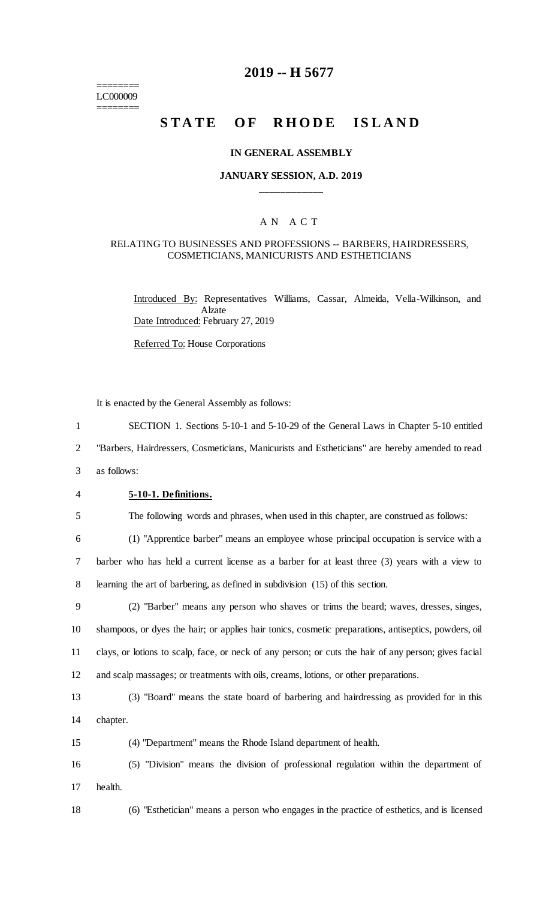========
LC000009
========

# 2019 -- H 5677

# STATE OF RHODE ISLAND

### IN GENERAL ASSEMBLY

### JANUARY SESSION, A.D. 2019

____________

A N A C T

RELATING TO BUSINESSES AND PROFESSIONS -- BARBERS, HAIRDRESSERS, COSMETICIANS, MANICURISTS AND ESTHETICIANS

Introduced By: Representatives Williams, Cassar, Almeida, Vella-Wilkinson, and Alzate

Date Introduced: February 27, 2019

Referred To: House Corporations

It is enacted by the General Assembly as follows:

1 SECTION 1. Sections 5-10-1 and 5-10-29 of the General Laws in Chapter 5-10 entitled
2 "Barbers, Hairdressers, Cosmeticians, Manicurists and Estheticians" are hereby amended to read
3 as follows:

4 **5-10-1. Definitions.**

5 The following words and phrases, when used in this chapter, are construed as follows:

6 (1) "Apprentice barber" means an employee whose principal occupation is service with a
7 barber who has held a current license as a barber for at least three (3) years with a view to
8 learning the art of barbering, as defined in subdivision (15) of this section.

9 (2) "Barber" means any person who shaves or trims the beard; waves, dresses, singes,
10 shampoos, or dyes the hair; or applies hair tonics, cosmetic preparations, antiseptics, powders, oil
11 clays, or lotions to scalp, face, or neck of any person; or cuts the hair of any person; gives facial
12 and scalp massages; or treatments with oils, creams, lotions, or other preparations.

13 (3) "Board" means the state board of barbering and hairdressing as provided for in this
14 chapter.

15 (4) "Department" means the Rhode Island department of health.

16 (5) "Division" means the division of professional regulation within the department of
17 health.

18 (6) "Esthetician" means a person who engages in the practice of esthetics, and is licensed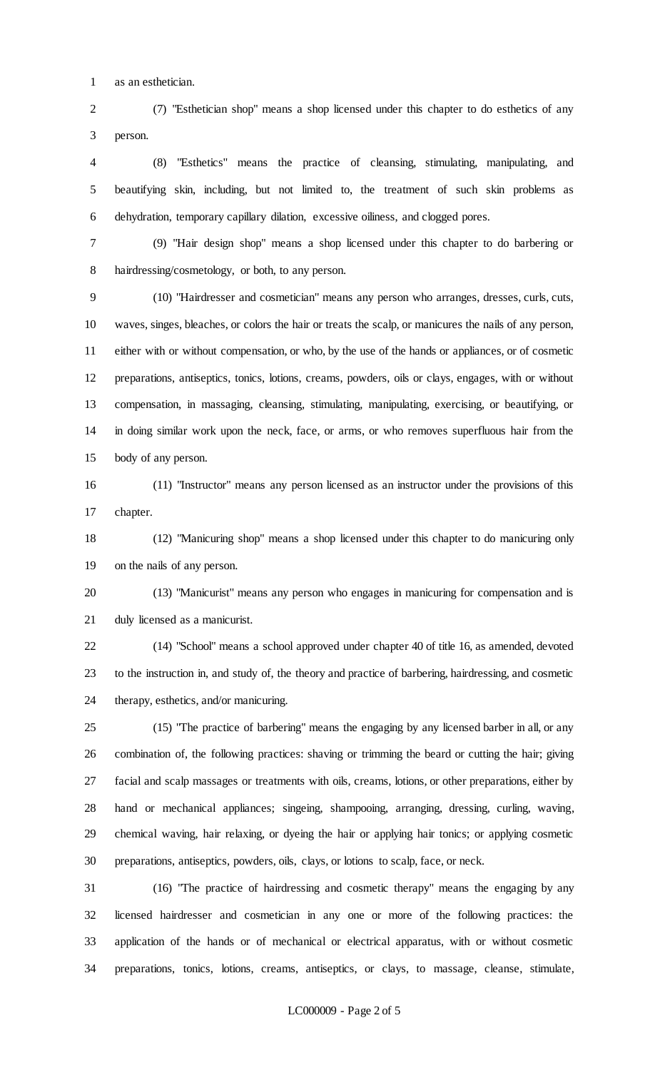as an esthetician.

(7) "Esthetician shop" means a shop licensed under this chapter to do esthetics of any person.

(8) "Esthetics" means the practice of cleansing, stimulating, manipulating, and beautifying skin, including, but not limited to, the treatment of such skin problems as dehydration, temporary capillary dilation, excessive oiliness, and clogged pores.

(9) "Hair design shop" means a shop licensed under this chapter to do barbering or hairdressing/cosmetology, or both, to any person.

(10) "Hairdresser and cosmetician" means any person who arranges, dresses, curls, cuts, waves, singes, bleaches, or colors the hair or treats the scalp, or manicures the nails of any person, either with or without compensation, or who, by the use of the hands or appliances, or of cosmetic preparations, antiseptics, tonics, lotions, creams, powders, oils or clays, engages, with or without compensation, in massaging, cleansing, stimulating, manipulating, exercising, or beautifying, or in doing similar work upon the neck, face, or arms, or who removes superfluous hair from the body of any person.

(11) "Instructor" means any person licensed as an instructor under the provisions of this chapter.

(12) "Manicuring shop" means a shop licensed under this chapter to do manicuring only on the nails of any person.

(13) "Manicurist" means any person who engages in manicuring for compensation and is duly licensed as a manicurist.

(14) "School" means a school approved under chapter 40 of title 16, as amended, devoted to the instruction in, and study of, the theory and practice of barbering, hairdressing, and cosmetic therapy, esthetics, and/or manicuring.

(15) "The practice of barbering" means the engaging by any licensed barber in all, or any combination of, the following practices: shaving or trimming the beard or cutting the hair; giving facial and scalp massages or treatments with oils, creams, lotions, or other preparations, either by hand or mechanical appliances; singeing, shampooing, arranging, dressing, curling, waving, chemical waving, hair relaxing, or dyeing the hair or applying hair tonics; or applying cosmetic preparations, antiseptics, powders, oils, clays, or lotions to scalp, face, or neck.

(16) "The practice of hairdressing and cosmetic therapy" means the engaging by any licensed hairdresser and cosmetician in any one or more of the following practices: the application of the hands or of mechanical or electrical apparatus, with or without cosmetic preparations, tonics, lotions, creams, antiseptics, or clays, to massage, cleanse, stimulate,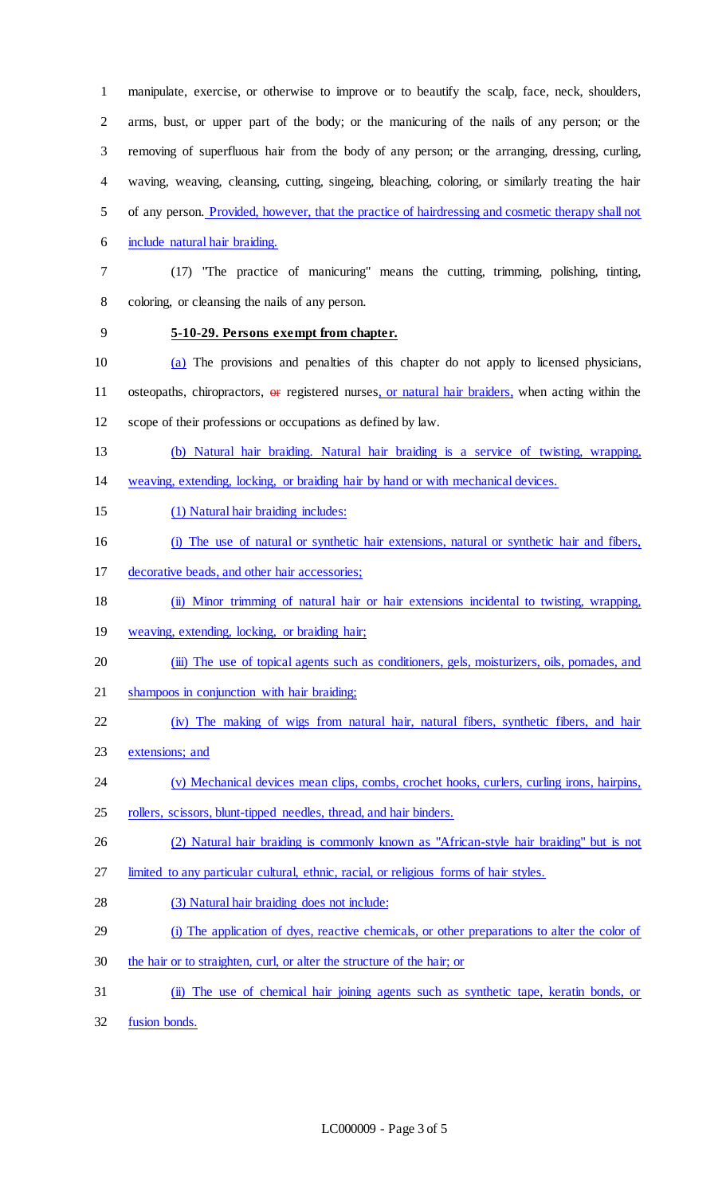manipulate, exercise, or otherwise to improve or to beautify the scalp, face, neck, shoulders, arms, bust, or upper part of the body; or the manicuring of the nails of any person; or the removing of superfluous hair from the body of any person; or the arranging, dressing, curling, waving, weaving, cleansing, cutting, singeing, bleaching, coloring, or similarly treating the hair of any person. Provided, however, that the practice of hairdressing and cosmetic therapy shall not include natural hair braiding.

(17) "The practice of manicuring" means the cutting, trimming, polishing, tinting, coloring, or cleansing the nails of any person.

**5-10-29. Persons exempt from chapter.**

(a) The provisions and penalties of this chapter do not apply to licensed physicians, osteopaths, chiropractors, ~~or~~ registered nurses, or natural hair braiders, when acting within the scope of their professions or occupations as defined by law.

(b) Natural hair braiding. Natural hair braiding is a service of twisting, wrapping, weaving, extending, locking, or braiding hair by hand or with mechanical devices.

(1) Natural hair braiding includes:

(i) The use of natural or synthetic hair extensions, natural or synthetic hair and fibers, decorative beads, and other hair accessories;

(ii) Minor trimming of natural hair or hair extensions incidental to twisting, wrapping, weaving, extending, locking, or braiding hair;

(iii) The use of topical agents such as conditioners, gels, moisturizers, oils, pomades, and shampoos in conjunction with hair braiding;

(iv) The making of wigs from natural hair, natural fibers, synthetic fibers, and hair extensions; and

(v) Mechanical devices mean clips, combs, crochet hooks, curlers, curling irons, hairpins, rollers, scissors, blunt-tipped needles, thread, and hair binders.

(2) Natural hair braiding is commonly known as "African-style hair braiding" but is not limited to any particular cultural, ethnic, racial, or religious forms of hair styles.

(3) Natural hair braiding does not include:

(i) The application of dyes, reactive chemicals, or other preparations to alter the color of the hair or to straighten, curl, or alter the structure of the hair; or

(ii) The use of chemical hair joining agents such as synthetic tape, keratin bonds, or fusion bonds.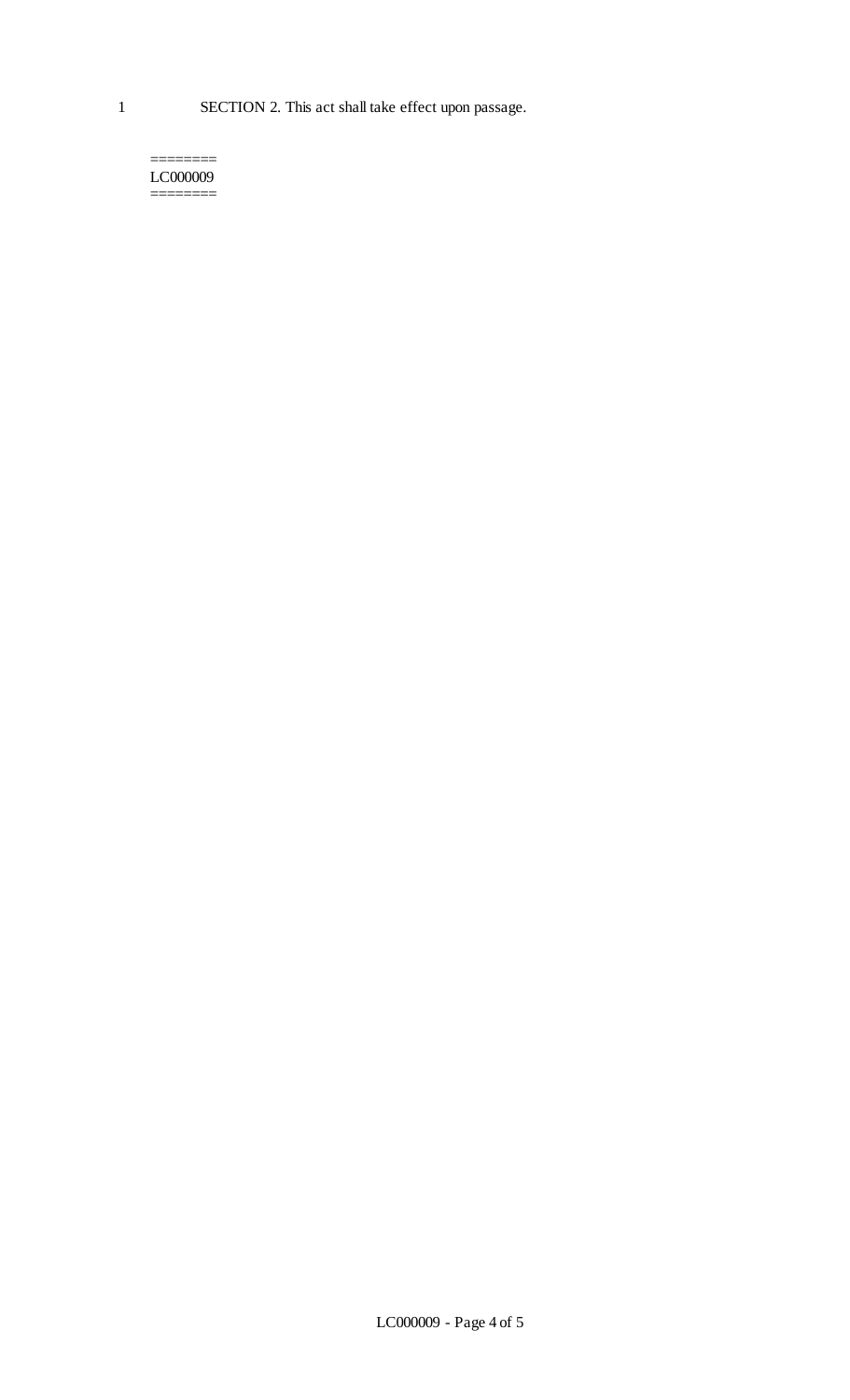1 SECTION 2. This act shall take effect upon passage.

========
LC000009
========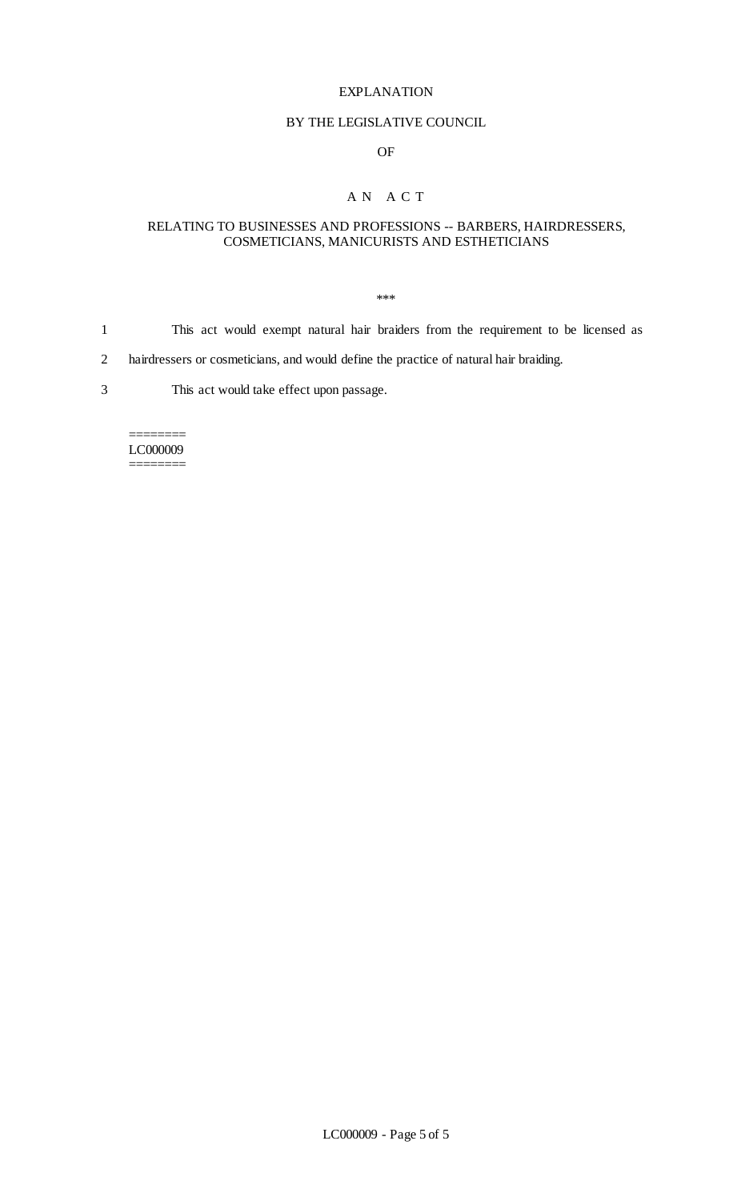EXPLANATION

BY THE LEGISLATIVE COUNCIL

OF

A N A C T

RELATING TO BUSINESSES AND PROFESSIONS -- BARBERS, HAIRDRESSERS, COSMETICIANS, MANICURISTS AND ESTHETICIANS

***

1 This act would exempt natural hair braiders from the requirement to be licensed as

2 hairdressers or cosmeticians, and would define the practice of natural hair braiding.

3 This act would take effect upon passage.

========
LC000009
========